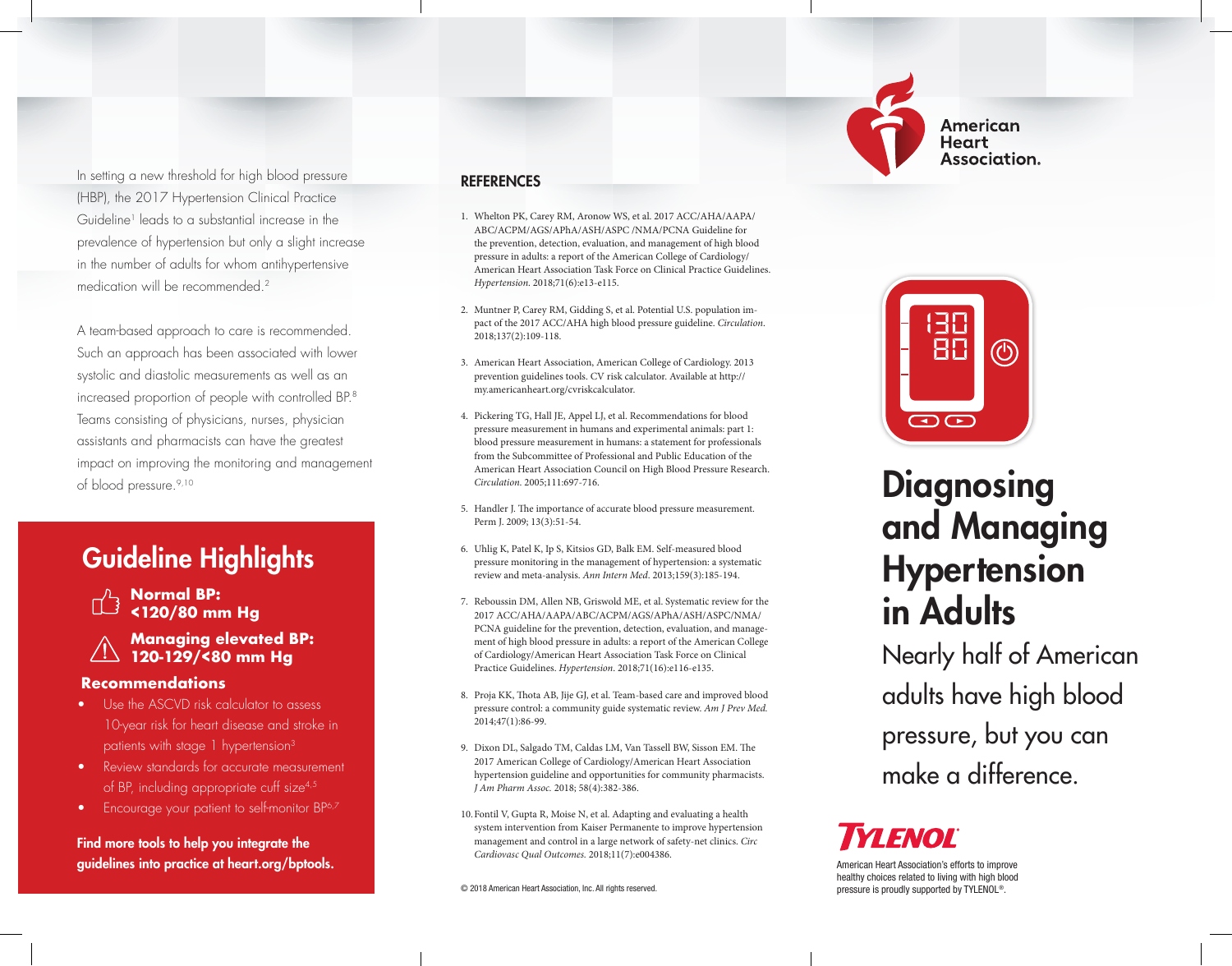In setting a new threshold for high blood pressure (HBP), the 2017 Hypertension Clinical Practice Guideline[1] leads to a substantial increase in the prevalence of hypertension but only a slight increase in the number of adults for whom antihypertensive medication will be recommended.[2]

A team-based approach to care is recommended. Such an approach has been associated with lower systolic and diastolic measurements as well as an increased proportion of people with controlled BP.[8] Teams consisting of physicians, nurses, physician assistants and pharmacists can have the greatest impact on improving the monitoring and management of blood pressure.[9,10]

## Guideline Highlights

**Normal BP: <120/80 mm Hg**

**Managing elevated BP: 120-129/<80 mm Hg**

**Recommendations**

- Use the ASCVD risk calculator to assess 10-year risk for heart disease and stroke in patients with stage 1 hypertension[3]
- Review standards for accurate measurement of BP, including appropriate cuff size[4,5]
- Encourage your patient to self-monitor BP[6,7]

**Find more tools to help you integrate the guidelines into practice at heart.org/bptools.**

## REFERENCES

1. Whelton PK, Carey RM, Aronow WS, et al. 2017 ACC/AHA/AAPA/ABC/ACPM/AGS/APhA/ASH/ASPC /NMA/PCNA Guideline for the prevention, detection, evaluation, and management of high blood pressure in adults: a report of the American College of Cardiology/American Heart Association Task Force on Clinical Practice Guidelines. *Hypertension*. 2018;71(6):e13-e115.
2. Muntner P, Carey RM, Gidding S, et al. Potential U.S. population impact of the 2017 ACC/AHA high blood pressure guideline. *Circulation*. 2018;137(2):109-118.
3. American Heart Association, American College of Cardiology. 2013 prevention guidelines tools. CV risk calculator. Available at http://my.americanheart.org/cvriskcalculator.
4. Pickering TG, Hall JE, Appel LJ, et al. Recommendations for blood pressure measurement in humans and experimental animals: part 1: blood pressure measurement in humans: a statement for professionals from the Subcommittee of Professional and Public Education of the American Heart Association Council on High Blood Pressure Research. *Circulation*. 2005;111:697-716.
5. Handler J. The importance of accurate blood pressure measurement. Perm J. 2009; 13(3):51-54.
6. Uhlig K, Patel K, Ip S, Kitsios GD, Balk EM. Self-measured blood pressure monitoring in the management of hypertension: a systematic review and meta-analysis. *Ann Intern Med*. 2013;159(3):185-194.
7. Reboussin DM, Allen NB, Griswold ME, et al. Systematic review for the 2017 ACC/AHA/AAPA/ABC/ACPM/AGS/APhA/ASH/ASPC/NMA/PCNA guideline for the prevention, detection, evaluation, and management of high blood pressure in adults: a report of the American College of Cardiology/American Heart Association Task Force on Clinical Practice Guidelines. *Hypertension*. 2018;71(16):e116-e135.
8. Proja KK, Thota AB, Jije GJ, et al. Team-based care and improved blood pressure control: a community guide systematic review. *Am J Prev Med*. 2014;47(1):86-99.
9. Dixon DL, Salgado TM, Caldas LM, Van Tassell BW, Sisson EM. The 2017 American College of Cardiology/American Heart Association hypertension guideline and opportunities for community pharmacists. *J Am Pharm Assoc*. 2018; 58(4):382-386.
10. Fontil V, Gupta R, Moise N, et al. Adapting and evaluating a health system intervention from Kaiser Permanente to improve hypertension management and control in a large network of safety-net clinics. *Circ Cardiovasc Qual Outcomes*. 2018;11(7):e004386.

© 2018 American Heart Association, Inc. All rights reserved.

American Heart Association.

# Diagnosing and Managing Hypertension in Adults

Nearly half of American adults have high blood pressure, but you can make a difference.

TYLENOL

American Heart Association's efforts to improve healthy choices related to living with high blood pressure is proudly supported by TYLENOL®.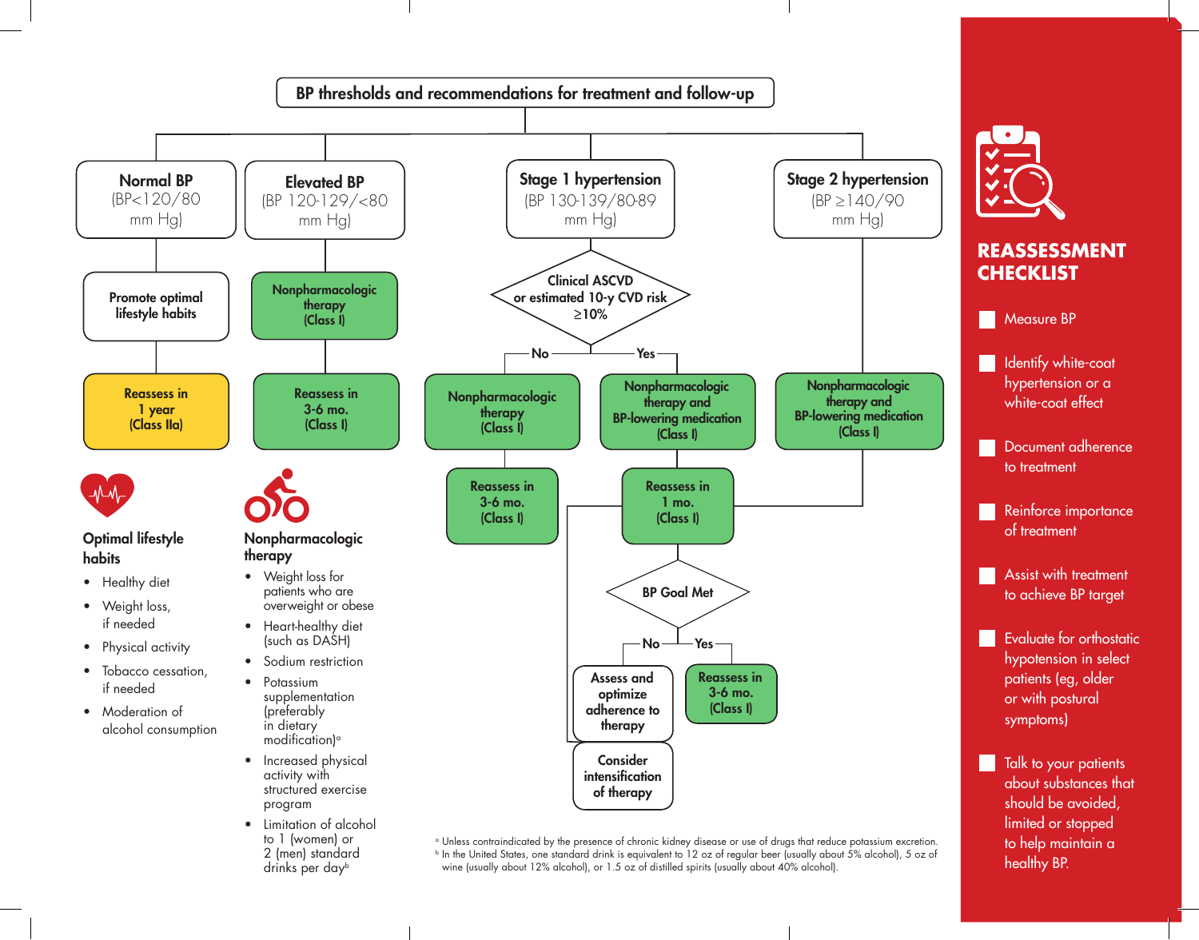## BP thresholds and recommendations for treatment and follow-up

**Normal BP** (BP<120/80 mm Hg)

Promote optimal lifestyle habits

Reassess in 1 year (Class IIa)

**Elevated BP** (BP 120-129/<80 mm Hg)

Nonpharmacologic therapy (Class I)

Reassess in 3-6 mo. (Class I)

**Stage 1 hypertension** (BP 130-139/80-89 mm Hg)

Clinical ASCVD or estimated 10-y CVD risk ≥10%

No

Nonpharmacologic therapy (Class I)

Reassess in 3-6 mo. (Class I)

Yes

Nonpharmacologic therapy and BP-lowering medication (Class I)

Reassess in 1 mo. (Class I)

BP Goal Met

No

Assess and optimize adherence to therapy

Consider intensification of therapy

Yes

Reassess in 3-6 mo. (Class I)

**Stage 2 hypertension** (BP ≥140/90 mm Hg)

Nonpharmacologic therapy and BP-lowering medication (Class I)

### Optimal lifestyle habits

- Healthy diet
- Weight loss, if needed
- Physical activity
- Tobacco cessation, if needed
- Moderation of alcohol consumption

### Nonpharmacologic therapy

- Weight loss for patients who are overweight or obese
- Heart-healthy diet (such as DASH)
- Sodium restriction
- Potassium supplementation (preferably in dietary modification)[a]
- Increased physical activity with structured exercise program
- Limitation of alcohol to 1 (women) or 2 (men) standard drinks per day[b]

[a] Unless contraindicated by the presence of chronic kidney disease or use of drugs that reduce potassium excretion.
[b] In the United States, one standard drink is equivalent to 12 oz of regular beer (usually about 5% alcohol), 5 oz of wine (usually about 12% alcohol), or 1.5 oz of distilled spirits (usually about 40% alcohol).

## REASSESSMENT CHECKLIST

- Measure BP
- Identify white-coat hypertension or a white-coat effect
- Document adherence to treatment
- Reinforce importance of treatment
- Assist with treatment to achieve BP target
- Evaluate for orthostatic hypotension in select patients (eg, older or with postural symptoms)
- Talk to your patients about substances that should be avoided, limited or stopped to help maintain a healthy BP.